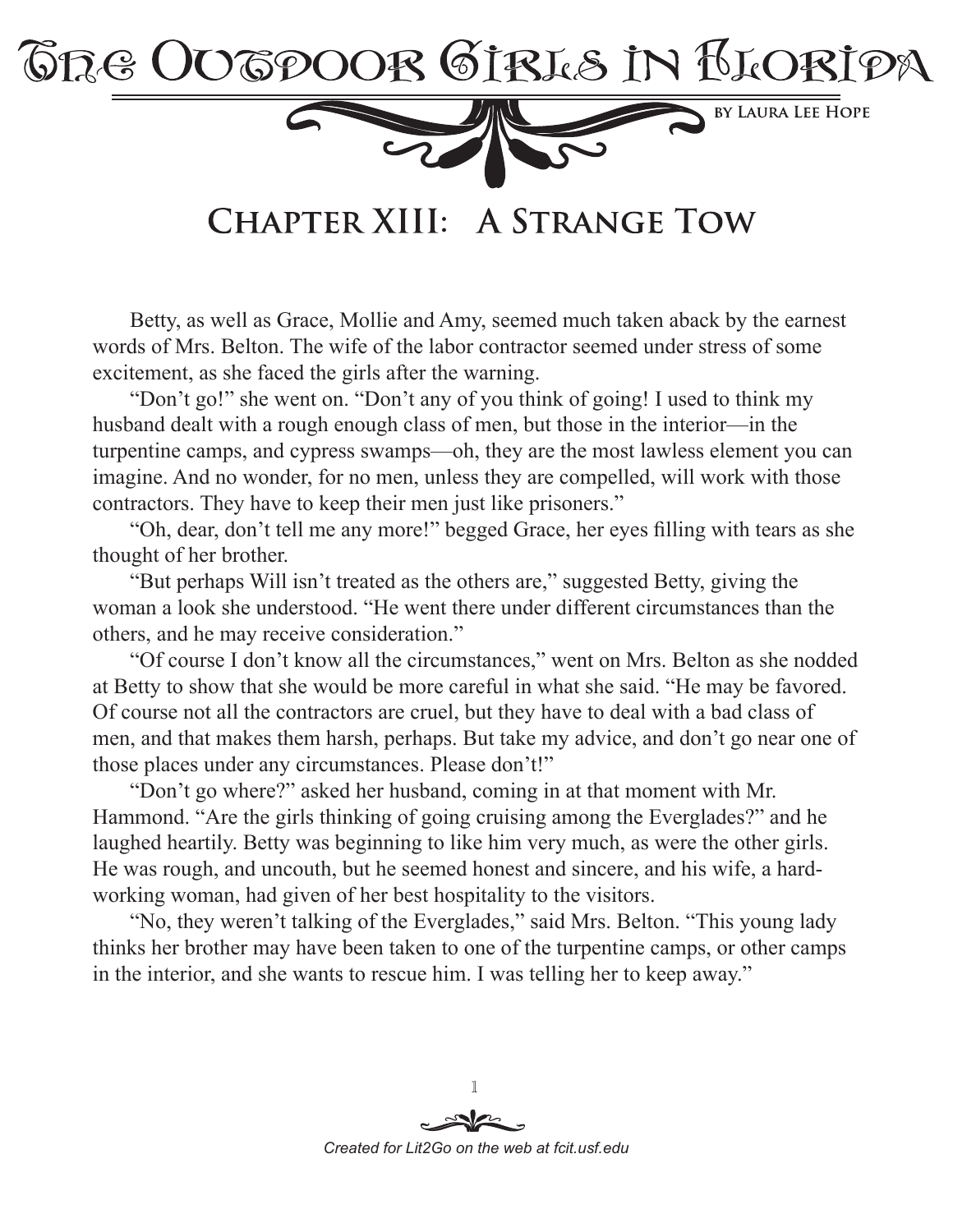# The Outdoor Girls in Florida

by Laura Lee Hope

## Chapter XIII: A Strange Tow

Betty, as well as Grace, Mollie and Amy, seemed much taken aback by the earnest words of Mrs. Belton. The wife of the labor contractor seemed under stress of some excitement, as she faced the girls after the warning.

"Don't go!" she went on. "Don't any of you think of going! I used to think my husband dealt with a rough enough class of men, but those in the interior—in the turpentine camps, and cypress swamps—oh, they are the most lawless element you can imagine. And no wonder, for no men, unless they are compelled, will work with those contractors. They have to keep their men just like prisoners."

"Oh, dear, don't tell me any more!" begged Grace, her eyes filling with tears as she thought of her brother.

"But perhaps Will isn't treated as the others are," suggested Betty, giving the woman a look she understood. "He went there under different circumstances than the others, and he may receive consideration."

"Of course I don't know all the circumstances," went on Mrs. Belton as she nodded at Betty to show that she would be more careful in what she said. "He may be favored. Of course not all the contractors are cruel, but they have to deal with a bad class of men, and that makes them harsh, perhaps. But take my advice, and don't go near one of those places under any circumstances. Please don't!"

"Don't go where?" asked her husband, coming in at that moment with Mr. Hammond. "Are the girls thinking of going cruising among the Everglades?" and he laughed heartily. Betty was beginning to like him very much, as were the other girls. He was rough, and uncouth, but he seemed honest and sincere, and his wife, a hard-working woman, had given of her best hospitality to the visitors.

"No, they weren't talking of the Everglades," said Mrs. Belton. "This young lady thinks her brother may have been taken to one of the turpentine camps, or other camps in the interior, and she wants to rescue him. I was telling her to keep away."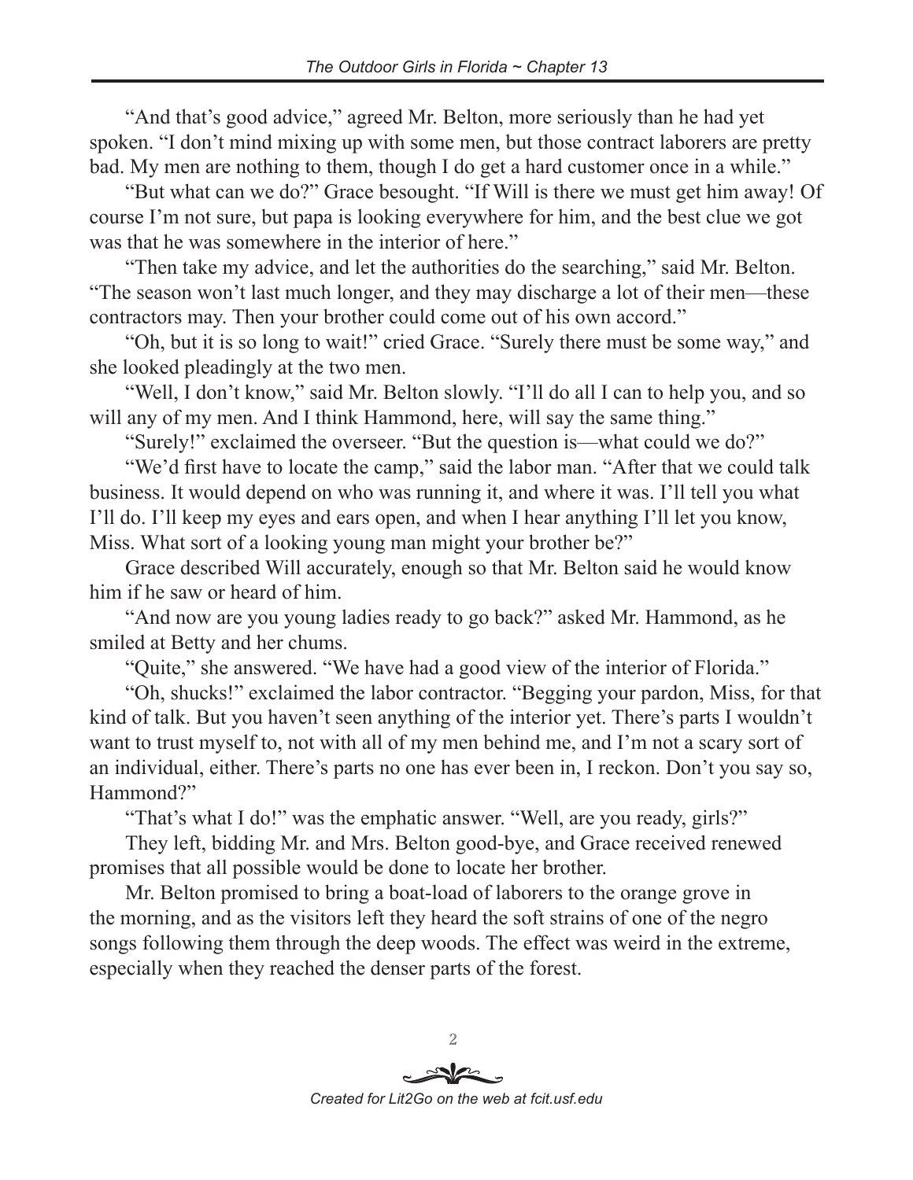"And that's good advice," agreed Mr. Belton, more seriously than he had yet spoken. "I don't mind mixing up with some men, but those contract laborers are pretty bad. My men are nothing to them, though I do get a hard customer once in a while."

"But what can we do?" Grace besought. "If Will is there we must get him away! Of course I'm not sure, but papa is looking everywhere for him, and the best clue we got was that he was somewhere in the interior of here."

"Then take my advice, and let the authorities do the searching," said Mr. Belton. "The season won't last much longer, and they may discharge a lot of their men—these contractors may. Then your brother could come out of his own accord."

"Oh, but it is so long to wait!" cried Grace. "Surely there must be some way," and she looked pleadingly at the two men.

"Well, I don't know," said Mr. Belton slowly. "I'll do all I can to help you, and so will any of my men. And I think Hammond, here, will say the same thing."

"Surely!" exclaimed the overseer. "But the question is—what could we do?"

"We'd first have to locate the camp," said the labor man. "After that we could talk business. It would depend on who was running it, and where it was. I'll tell you what I'll do. I'll keep my eyes and ears open, and when I hear anything I'll let you know, Miss. What sort of a looking young man might your brother be?"

Grace described Will accurately, enough so that Mr. Belton said he would know him if he saw or heard of him.

"And now are you young ladies ready to go back?" asked Mr. Hammond, as he smiled at Betty and her chums.

"Quite," she answered. "We have had a good view of the interior of Florida."

"Oh, shucks!" exclaimed the labor contractor. "Begging your pardon, Miss, for that kind of talk. But you haven't seen anything of the interior yet. There's parts I wouldn't want to trust myself to, not with all of my men behind me, and I'm not a scary sort of an individual, either. There's parts no one has ever been in, I reckon. Don't you say so, Hammond?"

"That's what I do!" was the emphatic answer. "Well, are you ready, girls?"

They left, bidding Mr. and Mrs. Belton good-bye, and Grace received renewed promises that all possible would be done to locate her brother.

Mr. Belton promised to bring a boat-load of laborers to the orange grove in the morning, and as the visitors left they heard the soft strains of one of the negro songs following them through the deep woods. The effect was weird in the extreme, especially when they reached the denser parts of the forest.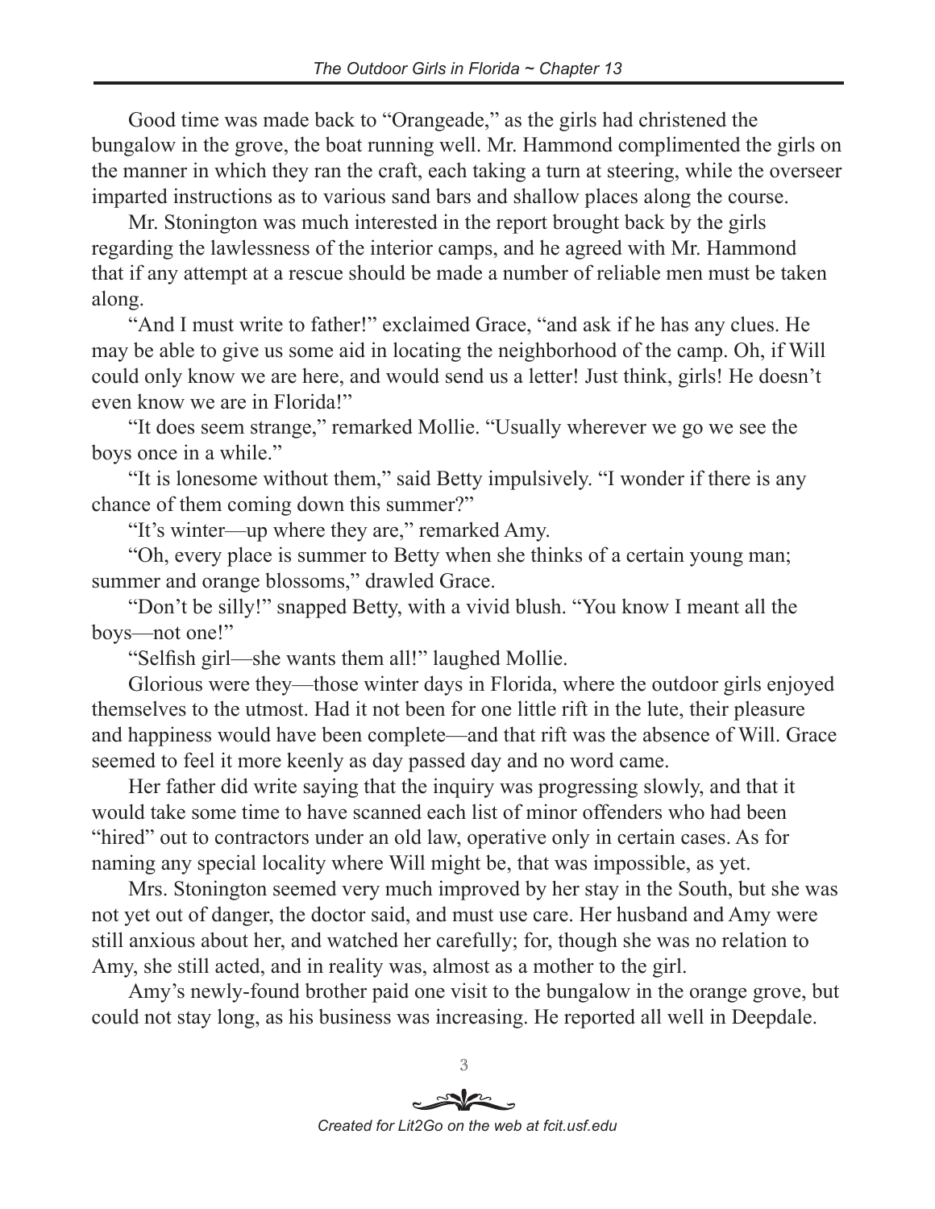Good time was made back to "Orangeade," as the girls had christened the bungalow in the grove, the boat running well. Mr. Hammond complimented the girls on the manner in which they ran the craft, each taking a turn at steering, while the overseer imparted instructions as to various sand bars and shallow places along the course.

Mr. Stonington was much interested in the report brought back by the girls regarding the lawlessness of the interior camps, and he agreed with Mr. Hammond that if any attempt at a rescue should be made a number of reliable men must be taken along.

"And I must write to father!" exclaimed Grace, "and ask if he has any clues. He may be able to give us some aid in locating the neighborhood of the camp. Oh, if Will could only know we are here, and would send us a letter! Just think, girls! He doesn't even know we are in Florida!"

"It does seem strange," remarked Mollie. "Usually wherever we go we see the boys once in a while."

"It is lonesome without them," said Betty impulsively. "I wonder if there is any chance of them coming down this summer?"

"It's winter—up where they are," remarked Amy.

"Oh, every place is summer to Betty when she thinks of a certain young man; summer and orange blossoms," drawled Grace.

"Don't be silly!" snapped Betty, with a vivid blush. "You know I meant all the boys—not one!"

"Selfish girl—she wants them all!" laughed Mollie.

Glorious were they—those winter days in Florida, where the outdoor girls enjoyed themselves to the utmost. Had it not been for one little rift in the lute, their pleasure and happiness would have been complete—and that rift was the absence of Will. Grace seemed to feel it more keenly as day passed day and no word came.

Her father did write saying that the inquiry was progressing slowly, and that it would take some time to have scanned each list of minor offenders who had been "hired" out to contractors under an old law, operative only in certain cases. As for naming any special locality where Will might be, that was impossible, as yet.

Mrs. Stonington seemed very much improved by her stay in the South, but she was not yet out of danger, the doctor said, and must use care. Her husband and Amy were still anxious about her, and watched her carefully; for, though she was no relation to Amy, she still acted, and in reality was, almost as a mother to the girl.

Amy's newly-found brother paid one visit to the bungalow in the orange grove, but could not stay long, as his business was increasing. He reported all well in Deepdale.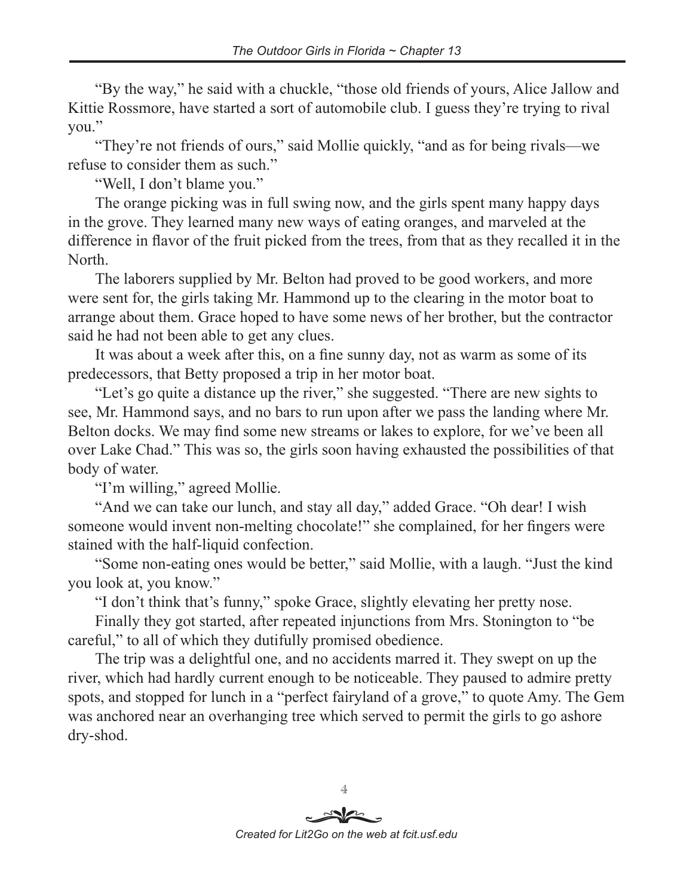"By the way," he said with a chuckle, "those old friends of yours, Alice Jallow and Kittie Rossmore, have started a sort of automobile club. I guess they're trying to rival you."

"They're not friends of ours," said Mollie quickly, "and as for being rivals—we refuse to consider them as such."

"Well, I don't blame you."

The orange picking was in full swing now, and the girls spent many happy days in the grove. They learned many new ways of eating oranges, and marveled at the difference in flavor of the fruit picked from the trees, from that as they recalled it in the North.

The laborers supplied by Mr. Belton had proved to be good workers, and more were sent for, the girls taking Mr. Hammond up to the clearing in the motor boat to arrange about them. Grace hoped to have some news of her brother, but the contractor said he had not been able to get any clues.

It was about a week after this, on a fine sunny day, not as warm as some of its predecessors, that Betty proposed a trip in her motor boat.

"Let's go quite a distance up the river," she suggested. "There are new sights to see, Mr. Hammond says, and no bars to run upon after we pass the landing where Mr. Belton docks. We may find some new streams or lakes to explore, for we've been all over Lake Chad." This was so, the girls soon having exhausted the possibilities of that body of water.

"I'm willing," agreed Mollie.

"And we can take our lunch, and stay all day," added Grace. "Oh dear! I wish someone would invent non-melting chocolate!" she complained, for her fingers were stained with the half-liquid confection.

"Some non-eating ones would be better," said Mollie, with a laugh. "Just the kind you look at, you know."

"I don't think that's funny," spoke Grace, slightly elevating her pretty nose.

Finally they got started, after repeated injunctions from Mrs. Stonington to "be careful," to all of which they dutifully promised obedience.

The trip was a delightful one, and no accidents marred it. They swept on up the river, which had hardly current enough to be noticeable. They paused to admire pretty spots, and stopped for lunch in a "perfect fairyland of a grove," to quote Amy. The Gem was anchored near an overhanging tree which served to permit the girls to go ashore dry-shod.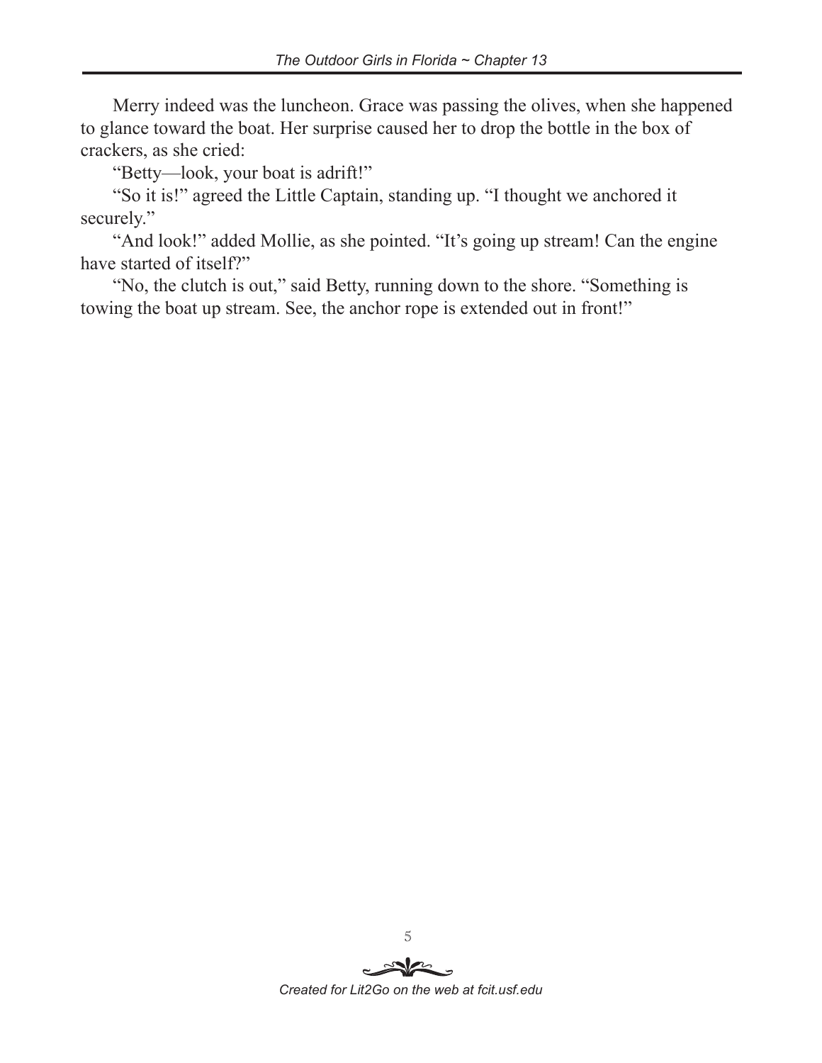Merry indeed was the luncheon. Grace was passing the olives, when she happened to glance toward the boat. Her surprise caused her to drop the bottle in the box of crackers, as she cried:

"Betty—look, your boat is adrift!"

"So it is!" agreed the Little Captain, standing up. "I thought we anchored it securely."

"And look!" added Mollie, as she pointed. "It's going up stream! Can the engine have started of itself?"

"No, the clutch is out," said Betty, running down to the shore. "Something is towing the boat up stream. See, the anchor rope is extended out in front!"